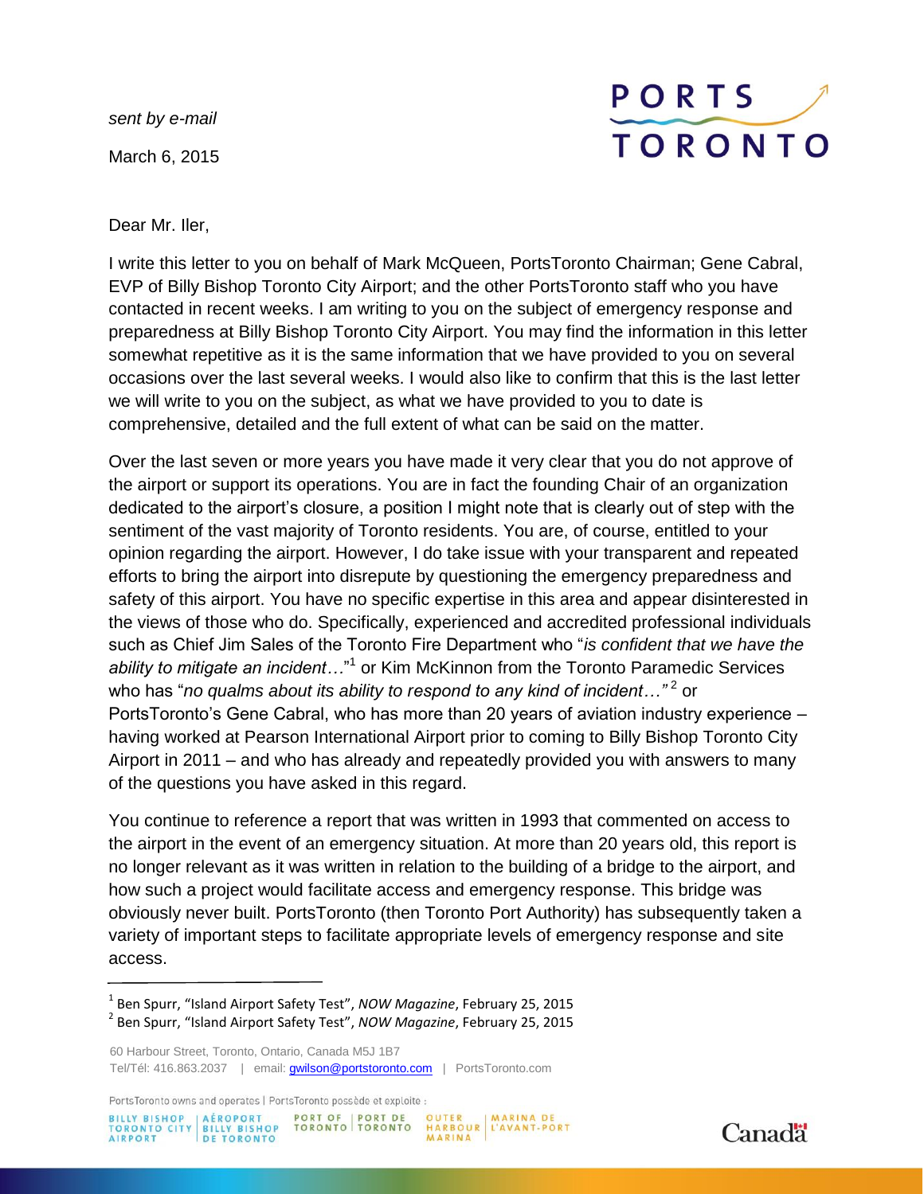*sent by e-mail*

March 6, 2015

PORTS TORONTO

Dear Mr. Iler,

I write this letter to you on behalf of Mark McQueen, PortsToronto Chairman; Gene Cabral, EVP of Billy Bishop Toronto City Airport; and the other PortsToronto staff who you have contacted in recent weeks. I am writing to you on the subject of emergency response and preparedness at Billy Bishop Toronto City Airport. You may find the information in this letter somewhat repetitive as it is the same information that we have provided to you on several occasions over the last several weeks. I would also like to confirm that this is the last letter we will write to you on the subject, as what we have provided to you to date is comprehensive, detailed and the full extent of what can be said on the matter.

Over the last seven or more years you have made it very clear that you do not approve of the airport or support its operations. You are in fact the founding Chair of an organization dedicated to the airport's closure, a position I might note that is clearly out of step with the sentiment of the vast majority of Toronto residents. You are, of course, entitled to your opinion regarding the airport. However, I do take issue with your transparent and repeated efforts to bring the airport into disrepute by questioning the emergency preparedness and safety of this airport. You have no specific expertise in this area and appear disinterested in the views of those who do. Specifically, experienced and accredited professional individuals such as Chief Jim Sales of the Toronto Fire Department who "*is confident that we have the ability to mitigate an incident…*"[1] or Kim McKinnon from the Toronto Paramedic Services who has "*no qualms about its ability to respond to any kind of incident…*"[2] or PortsToronto's Gene Cabral, who has more than 20 years of aviation industry experience – having worked at Pearson International Airport prior to coming to Billy Bishop Toronto City Airport in 2011 – and who has already and repeatedly provided you with answers to many of the questions you have asked in this regard.

You continue to reference a report that was written in 1993 that commented on access to the airport in the event of an emergency situation. At more than 20 years old, this report is no longer relevant as it was written in relation to the building of a bridge to the airport, and how such a project would facilitate access and emergency response. This bridge was obviously never built. PortsToronto (then Toronto Port Authority) has subsequently taken a variety of important steps to facilitate appropriate levels of emergency response and site access.

---

[1] Ben Spurr, "Island Airport Safety Test", *NOW Magazine*, February 25, 2015

[2] Ben Spurr, "Island Airport Safety Test", *NOW Magazine*, February 25, 2015

60 Harbour Street, Toronto, Ontario, Canada M5J 1B7
Tel/Tél: 416.863.2037 | email: gwilson@portstoronto.com | PortsToronto.com

PortsToronto owns and operates | PortsToronto possède et exploite : Billy Bishop Toronto City Airport | Aéroport Billy Bishop de Toronto | Port of Toronto | Port de Toronto | Outer Harbour Marina | Marina de l'Avant-Port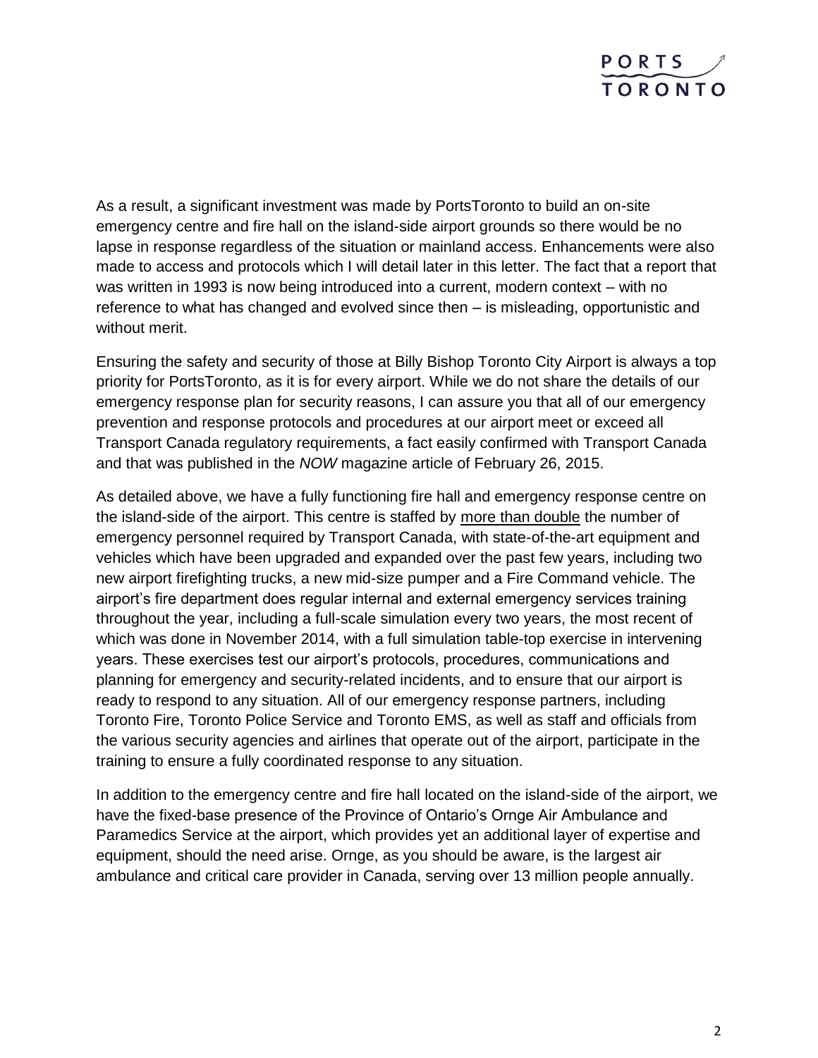As a result, a significant investment was made by PortsToronto to build an on-site emergency centre and fire hall on the island-side airport grounds so there would be no lapse in response regardless of the situation or mainland access. Enhancements were also made to access and protocols which I will detail later in this letter. The fact that a report that was written in 1993 is now being introduced into a current, modern context – with no reference to what has changed and evolved since then – is misleading, opportunistic and without merit.

Ensuring the safety and security of those at Billy Bishop Toronto City Airport is always a top priority for PortsToronto, as it is for every airport. While we do not share the details of our emergency response plan for security reasons, I can assure you that all of our emergency prevention and response protocols and procedures at our airport meet or exceed all Transport Canada regulatory requirements, a fact easily confirmed with Transport Canada and that was published in the *NOW* magazine article of February 26, 2015.

As detailed above, we have a fully functioning fire hall and emergency response centre on the island-side of the airport. This centre is staffed by more than double the number of emergency personnel required by Transport Canada, with state-of-the-art equipment and vehicles which have been upgraded and expanded over the past few years, including two new airport firefighting trucks, a new mid-size pumper and a Fire Command vehicle. The airport's fire department does regular internal and external emergency services training throughout the year, including a full-scale simulation every two years, the most recent of which was done in November 2014, with a full simulation table-top exercise in intervening years. These exercises test our airport's protocols, procedures, communications and planning for emergency and security-related incidents, and to ensure that our airport is ready to respond to any situation. All of our emergency response partners, including Toronto Fire, Toronto Police Service and Toronto EMS, as well as staff and officials from the various security agencies and airlines that operate out of the airport, participate in the training to ensure a fully coordinated response to any situation.

In addition to the emergency centre and fire hall located on the island-side of the airport, we have the fixed-base presence of the Province of Ontario's Ornge Air Ambulance and Paramedics Service at the airport, which provides yet an additional layer of expertise and equipment, should the need arise. Ornge, as you should be aware, is the largest air ambulance and critical care provider in Canada, serving over 13 million people annually.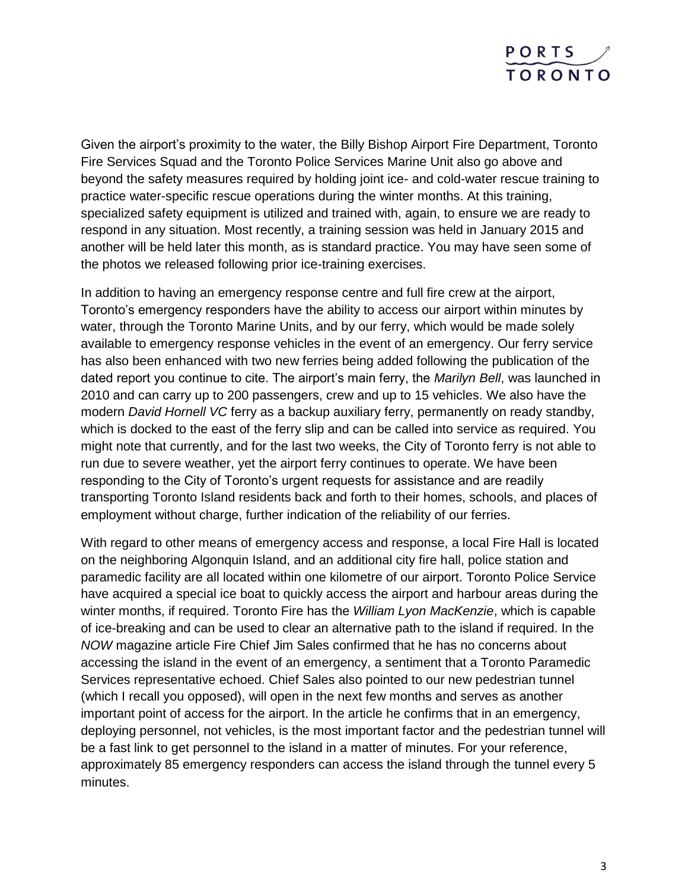Given the airport's proximity to the water, the Billy Bishop Airport Fire Department, Toronto Fire Services Squad and the Toronto Police Services Marine Unit also go above and beyond the safety measures required by holding joint ice- and cold-water rescue training to practice water-specific rescue operations during the winter months. At this training, specialized safety equipment is utilized and trained with, again, to ensure we are ready to respond in any situation. Most recently, a training session was held in January 2015 and another will be held later this month, as is standard practice. You may have seen some of the photos we released following prior ice-training exercises.

In addition to having an emergency response centre and full fire crew at the airport, Toronto's emergency responders have the ability to access our airport within minutes by water, through the Toronto Marine Units, and by our ferry, which would be made solely available to emergency response vehicles in the event of an emergency. Our ferry service has also been enhanced with two new ferries being added following the publication of the dated report you continue to cite. The airport's main ferry, the *Marilyn Bell*, was launched in 2010 and can carry up to 200 passengers, crew and up to 15 vehicles. We also have the modern *David Hornell VC* ferry as a backup auxiliary ferry, permanently on ready standby, which is docked to the east of the ferry slip and can be called into service as required. You might note that currently, and for the last two weeks, the City of Toronto ferry is not able to run due to severe weather, yet the airport ferry continues to operate. We have been responding to the City of Toronto's urgent requests for assistance and are readily transporting Toronto Island residents back and forth to their homes, schools, and places of employment without charge, further indication of the reliability of our ferries.

With regard to other means of emergency access and response, a local Fire Hall is located on the neighboring Algonquin Island, and an additional city fire hall, police station and paramedic facility are all located within one kilometre of our airport. Toronto Police Service have acquired a special ice boat to quickly access the airport and harbour areas during the winter months, if required. Toronto Fire has the *William Lyon MacKenzie*, which is capable of ice-breaking and can be used to clear an alternative path to the island if required. In the *NOW* magazine article Fire Chief Jim Sales confirmed that he has no concerns about accessing the island in the event of an emergency, a sentiment that a Toronto Paramedic Services representative echoed. Chief Sales also pointed to our new pedestrian tunnel (which I recall you opposed), will open in the next few months and serves as another important point of access for the airport. In the article he confirms that in an emergency, deploying personnel, not vehicles, is the most important factor and the pedestrian tunnel will be a fast link to get personnel to the island in a matter of minutes. For your reference, approximately 85 emergency responders can access the island through the tunnel every 5 minutes.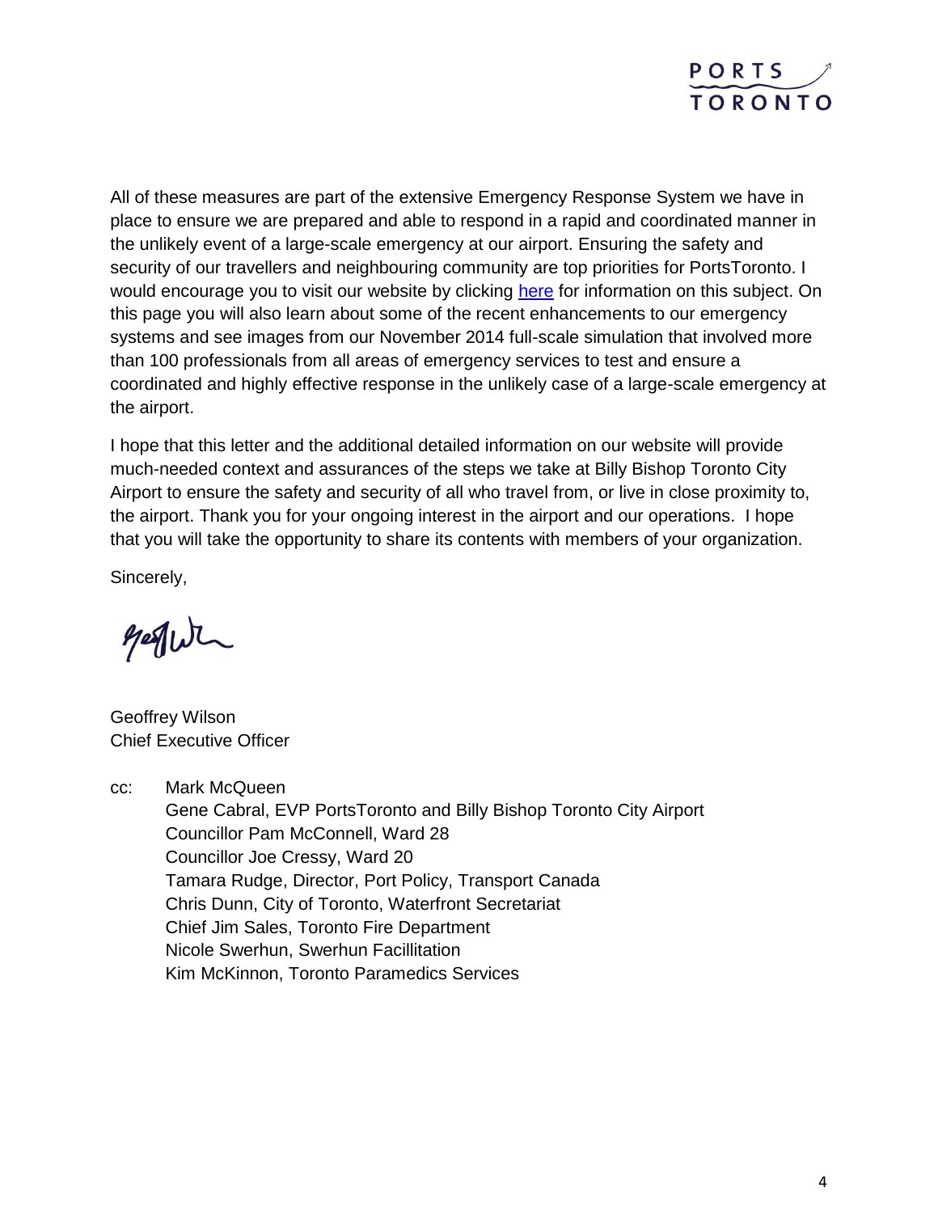All of these measures are part of the extensive Emergency Response System we have in place to ensure we are prepared and able to respond in a rapid and coordinated manner in the unlikely event of a large-scale emergency at our airport. Ensuring the safety and security of our travellers and neighbouring community are top priorities for PortsToronto. I would encourage you to visit our website by clicking here for information on this subject. On this page you will also learn about some of the recent enhancements to our emergency systems and see images from our November 2014 full-scale simulation that involved more than 100 professionals from all areas of emergency services to test and ensure a coordinated and highly effective response in the unlikely case of a large-scale emergency at the airport.

I hope that this letter and the additional detailed information on our website will provide much-needed context and assurances of the steps we take at Billy Bishop Toronto City Airport to ensure the safety and security of all who travel from, or live in close proximity to, the airport. Thank you for your ongoing interest in the airport and our operations. I hope that you will take the opportunity to share its contents with members of your organization.

Sincerely,

Geoffrey Wilson
Chief Executive Officer

cc: Mark McQueen
Gene Cabral, EVP PortsToronto and Billy Bishop Toronto City Airport
Councillor Pam McConnell, Ward 28
Councillor Joe Cressy, Ward 20
Tamara Rudge, Director, Port Policy, Transport Canada
Chris Dunn, City of Toronto, Waterfront Secretariat
Chief Jim Sales, Toronto Fire Department
Nicole Swerhun, Swerhun Facillitation
Kim McKinnon, Toronto Paramedics Services